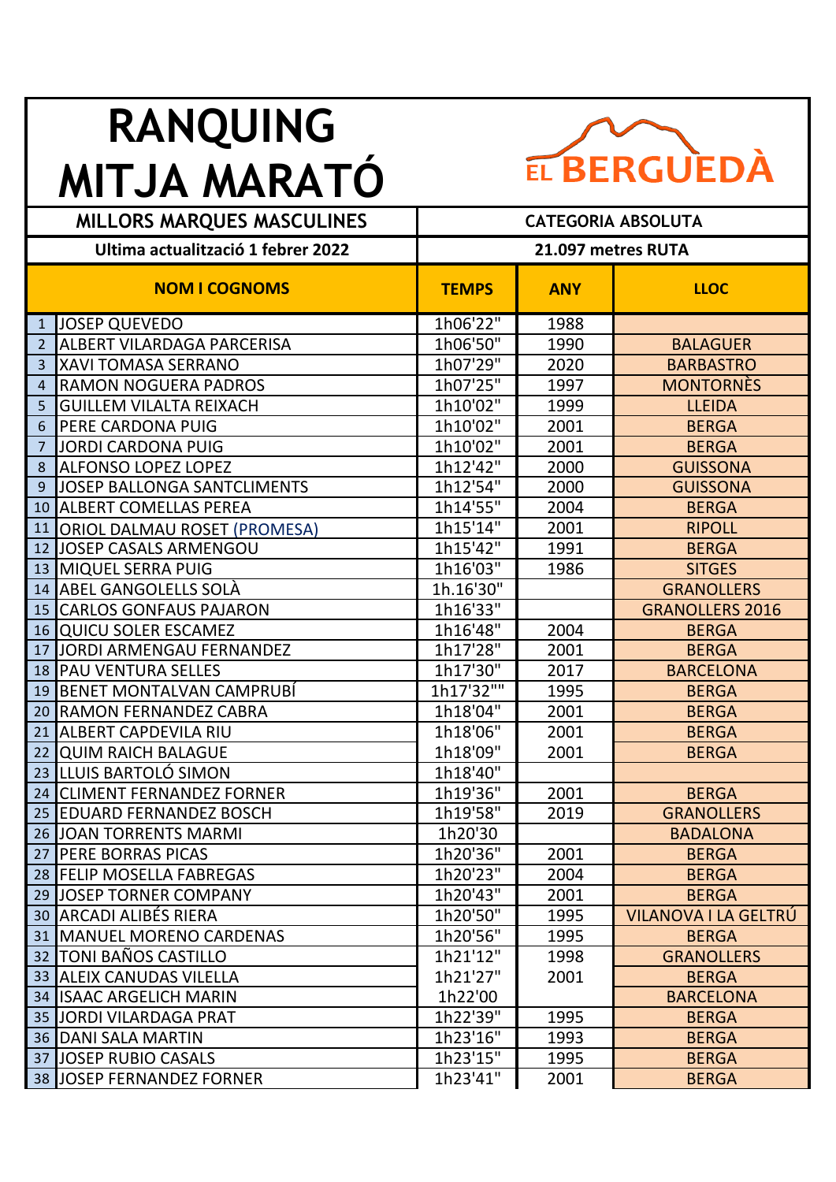# RANQUING MITJA MARATÓ

EL BERGUEDÀ

| MILLORS MARQUES MASCULINES | | CATEGORIA ABSOLUTA | | |
|---|---|---|---|---|
| Ultima actualització 1 febrer 2022 | | 21.097 metres RUTA | | |
| | **NOM I COGNOMS** | **TEMPS** | **ANY** | **LLOC** |
| 1 | JOSEP QUEVEDO | 1h06'22" | 1988 | |
| 2 | ALBERT VILARDAGA PARCERISA | 1h06'50" | 1990 | BALAGUER |
| 3 | XAVI TOMASA SERRANO | 1h07'29" | 2020 | BARBASTRO |
| 4 | RAMON NOGUERA PADROS | 1h07'25" | 1997 | MONTORNÈS |
| 5 | GUILLEM VILALTA REIXACH | 1h10'02" | 1999 | LLEIDA |
| 6 | PERE CARDONA PUIG | 1h10'02" | 2001 | BERGA |
| 7 | JORDI CARDONA PUIG | 1h10'02" | 2001 | BERGA |
| 8 | ALFONSO LOPEZ LOPEZ | 1h12'42" | 2000 | GUISSONA |
| 9 | JOSEP BALLONGA SANTCLIMENTS | 1h12'54" | 2000 | GUISSONA |
| 10 | ALBERT COMELLAS PEREA | 1h14'55" | 2004 | BERGA |
| 11 | ORIOL DALMAU ROSET (PROMESA) | 1h15'14" | 2001 | RIPOLL |
| 12 | JOSEP CASALS ARMENGOU | 1h15'42" | 1991 | BERGA |
| 13 | MIQUEL SERRA PUIG | 1h16'03" | 1986 | SITGES |
| 14 | ABEL GANGOLELLS SOLÀ | 1h.16'30" | | GRANOLLERS |
| 15 | CARLOS GONFAUS PAJARON | 1h16'33" | | GRANOLLERS 2016 |
| 16 | QUICU SOLER ESCAMEZ | 1h16'48" | 2004 | BERGA |
| 17 | JORDI ARMENGAU FERNANDEZ | 1h17'28" | 2001 | BERGA |
| 18 | PAU VENTURA SELLES | 1h17'30" | 2017 | BARCELONA |
| 19 | BENET MONTALVAN CAMPRUBÍ | 1h17'32"" | 1995 | BERGA |
| 20 | RAMON FERNANDEZ CABRA | 1h18'04" | 2001 | BERGA |
| 21 | ALBERT CAPDEVILA RIU | 1h18'06" | 2001 | BERGA |
| 22 | QUIM RAICH BALAGUE | 1h18'09" | 2001 | BERGA |
| 23 | LLUIS BARTOLÓ SIMON | 1h18'40" | | |
| 24 | CLIMENT FERNANDEZ FORNER | 1h19'36" | 2001 | BERGA |
| 25 | EDUARD FERNANDEZ BOSCH | 1h19'58" | 2019 | GRANOLLERS |
| 26 | JOAN TORRENTS MARMI | 1h20'30 | | BADALONA |
| 27 | PERE BORRAS PICAS | 1h20'36" | 2001 | BERGA |
| 28 | FELIP MOSELLA FABREGAS | 1h20'23" | 2004 | BERGA |
| 29 | JOSEP TORNER COMPANY | 1h20'43" | 2001 | BERGA |
| 30 | ARCADI ALIBÉS RIERA | 1h20'50" | 1995 | VILANOVA I LA GELTRÚ |
| 31 | MANUEL MORENO CARDENAS | 1h20'56" | 1995 | BERGA |
| 32 | TONI BAÑOS CASTILLO | 1h21'12" | 1998 | GRANOLLERS |
| 33 | ALEIX CANUDAS VILELLA | 1h21'27" | 2001 | BERGA |
| 34 | ISAAC ARGELICH MARIN | 1h22'00 | | BARCELONA |
| 35 | JORDI VILARDAGA PRAT | 1h22'39" | 1995 | BERGA |
| 36 | DANI SALA MARTIN | 1h23'16" | 1993 | BERGA |
| 37 | JOSEP RUBIO CASALS | 1h23'15" | 1995 | BERGA |
| 38 | JOSEP FERNANDEZ FORNER | 1h23'41" | 2001 | BERGA |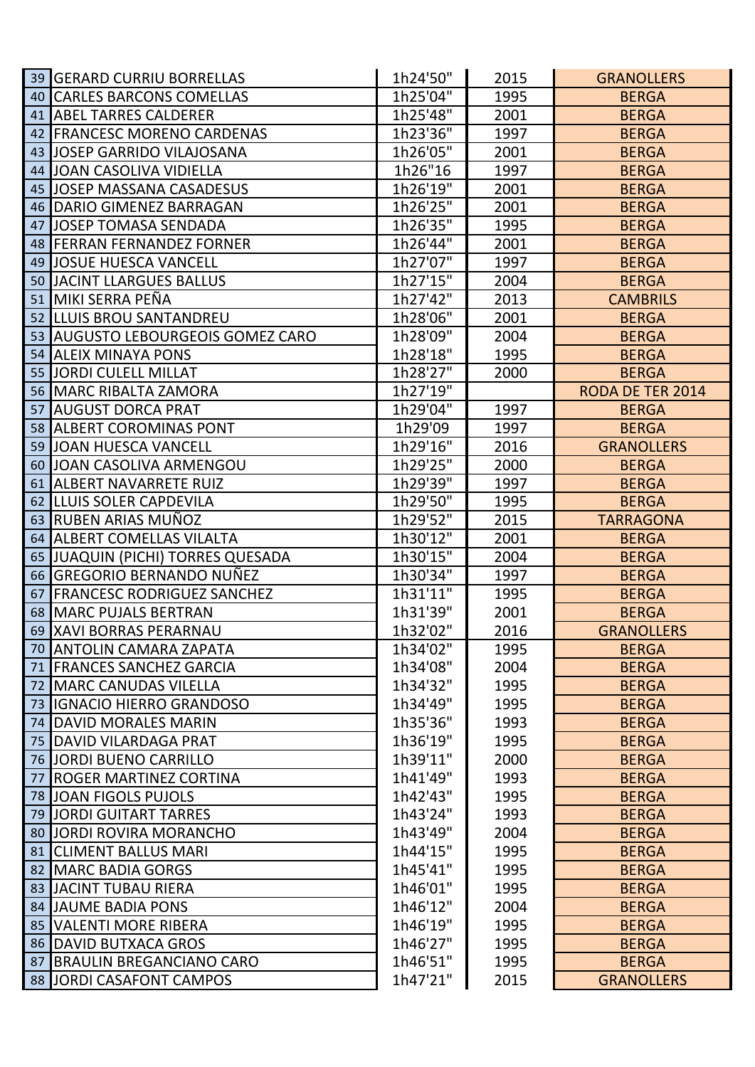| | | | | |
|---|---|---|---|---|
| 39 | GERARD CURRIU BORRELLAS | 1h24'50" | 2015 | GRANOLLERS |
| 40 | CARLES BARCONS COMELLAS | 1h25'04" | 1995 | BERGA |
| 41 | ABEL TARRES CALDERER | 1h25'48" | 2001 | BERGA |
| 42 | FRANCESC MORENO CARDENAS | 1h23'36" | 1997 | BERGA |
| 43 | JOSEP GARRIDO VILAJOSANA | 1h26'05" | 2001 | BERGA |
| 44 | JOAN CASOLIVA VIDIELLA | 1h26"16 | 1997 | BERGA |
| 45 | JOSEP MASSANA CASADESUS | 1h26'19" | 2001 | BERGA |
| 46 | DARIO GIMENEZ BARRAGAN | 1h26'25" | 2001 | BERGA |
| 47 | JOSEP TOMASA SENDADA | 1h26'35" | 1995 | BERGA |
| 48 | FERRAN FERNANDEZ FORNER | 1h26'44" | 2001 | BERGA |
| 49 | JOSUE HUESCA VANCELL | 1h27'07" | 1997 | BERGA |
| 50 | JACINT LLARGUES BALLUS | 1h27'15" | 2004 | BERGA |
| 51 | MIKI SERRA PEÑA | 1h27'42" | 2013 | CAMBRILS |
| 52 | LLUIS BROU SANTANDREU | 1h28'06" | 2001 | BERGA |
| 53 | AUGUSTO LEBOURGEOIS GOMEZ CARO | 1h28'09" | 2004 | BERGA |
| 54 | ALEIX MINAYA PONS | 1h28'18" | 1995 | BERGA |
| 55 | JORDI CULELL MILLAT | 1h28'27" | 2000 | BERGA |
| 56 | MARC RIBALTA ZAMORA | 1h27'19" | | RODA DE TER 2014 |
| 57 | AUGUST DORCA PRAT | 1h29'04" | 1997 | BERGA |
| 58 | ALBERT COROMINAS PONT | 1h29'09 | 1997 | BERGA |
| 59 | JOAN HUESCA VANCELL | 1h29'16" | 2016 | GRANOLLERS |
| 60 | JOAN CASOLIVA ARMENGOU | 1h29'25" | 2000 | BERGA |
| 61 | ALBERT NAVARRETE RUIZ | 1h29'39" | 1997 | BERGA |
| 62 | LLUIS SOLER CAPDEVILA | 1h29'50" | 1995 | BERGA |
| 63 | RUBEN ARIAS MUÑOZ | 1h29'52" | 2015 | TARRAGONA |
| 64 | ALBERT COMELLAS VILALTA | 1h30'12" | 2001 | BERGA |
| 65 | JUAQUIN (PICHI) TORRES QUESADA | 1h30'15" | 2004 | BERGA |
| 66 | GREGORIO BERNANDO NUÑEZ | 1h30'34" | 1997 | BERGA |
| 67 | FRANCESC RODRIGUEZ SANCHEZ | 1h31'11" | 1995 | BERGA |
| 68 | MARC PUJALS BERTRAN | 1h31'39" | 2001 | BERGA |
| 69 | XAVI BORRAS PERARNAU | 1h32'02" | 2016 | GRANOLLERS |
| 70 | ANTOLIN CAMARA ZAPATA | 1h34'02" | 1995 | BERGA |
| 71 | FRANCES SANCHEZ GARCIA | 1h34'08" | 2004 | BERGA |
| 72 | MARC CANUDAS VILELLA | 1h34'32" | 1995 | BERGA |
| 73 | IGNACIO HIERRO GRANDOSO | 1h34'49" | 1995 | BERGA |
| 74 | DAVID MORALES MARIN | 1h35'36" | 1993 | BERGA |
| 75 | DAVID VILARDAGA PRAT | 1h36'19" | 1995 | BERGA |
| 76 | JORDI BUENO CARRILLO | 1h39'11" | 2000 | BERGA |
| 77 | ROGER MARTINEZ CORTINA | 1h41'49" | 1993 | BERGA |
| 78 | JOAN FIGOLS PUJOLS | 1h42'43" | 1995 | BERGA |
| 79 | JORDI GUITART TARRES | 1h43'24" | 1993 | BERGA |
| 80 | JORDI ROVIRA MORANCHO | 1h43'49" | 2004 | BERGA |
| 81 | CLIMENT BALLUS MARI | 1h44'15" | 1995 | BERGA |
| 82 | MARC BADIA GORGS | 1h45'41" | 1995 | BERGA |
| 83 | JACINT TUBAU RIERA | 1h46'01" | 1995 | BERGA |
| 84 | JAUME BADIA PONS | 1h46'12" | 2004 | BERGA |
| 85 | VALENTI MORE RIBERA | 1h46'19" | 1995 | BERGA |
| 86 | DAVID BUTXACA GROS | 1h46'27" | 1995 | BERGA |
| 87 | BRAULIN BREGANCIANO CARO | 1h46'51" | 1995 | BERGA |
| 88 | JORDI CASAFONT CAMPOS | 1h47'21" | 2015 | GRANOLLERS |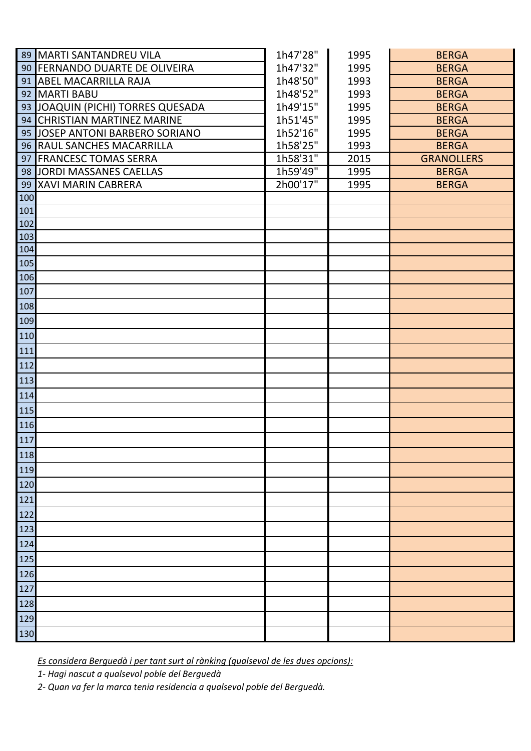| | | | | |
|---|---|---|---|---|
| 89 | MARTI SANTANDREU VILA | 1h47'28" | 1995 | BERGA |
| 90 | FERNANDO DUARTE DE OLIVEIRA | 1h47'32" | 1995 | BERGA |
| 91 | ABEL MACARRILLA RAJA | 1h48'50" | 1993 | BERGA |
| 92 | MARTI BABU | 1h48'52" | 1993 | BERGA |
| 93 | JOAQUIN (PICHI) TORRES QUESADA | 1h49'15" | 1995 | BERGA |
| 94 | CHRISTIAN MARTINEZ MARINE | 1h51'45" | 1995 | BERGA |
| 95 | JOSEP ANTONI BARBERO SORIANO | 1h52'16" | 1995 | BERGA |
| 96 | RAUL SANCHES MACARRILLA | 1h58'25" | 1993 | BERGA |
| 97 | FRANCESC TOMAS SERRA | 1h58'31" | 2015 | GRANOLLERS |
| 98 | JORDI MASSANES CAELLAS | 1h59'49" | 1995 | BERGA |
| 99 | XAVI MARIN CABRERA | 2h00'17" | 1995 | BERGA |
| 100 | | | | |
| 101 | | | | |
| 102 | | | | |
| 103 | | | | |
| 104 | | | | |
| 105 | | | | |
| 106 | | | | |
| 107 | | | | |
| 108 | | | | |
| 109 | | | | |
| 110 | | | | |
| 111 | | | | |
| 112 | | | | |
| 113 | | | | |
| 114 | | | | |
| 115 | | | | |
| 116 | | | | |
| 117 | | | | |
| 118 | | | | |
| 119 | | | | |
| 120 | | | | |
| 121 | | | | |
| 122 | | | | |
| 123 | | | | |
| 124 | | | | |
| 125 | | | | |
| 126 | | | | |
| 127 | | | | |
| 128 | | | | |
| 129 | | | | |
| 130 | | | | |

*Es considera Berguedà i per tant surt al rànking (qualsevol de les dues opcions):*

*1- Hagi nascut a qualsevol poble del Berguedà*

*2- Quan va fer la marca tenia residencia a qualsevol poble del Berguedà.*